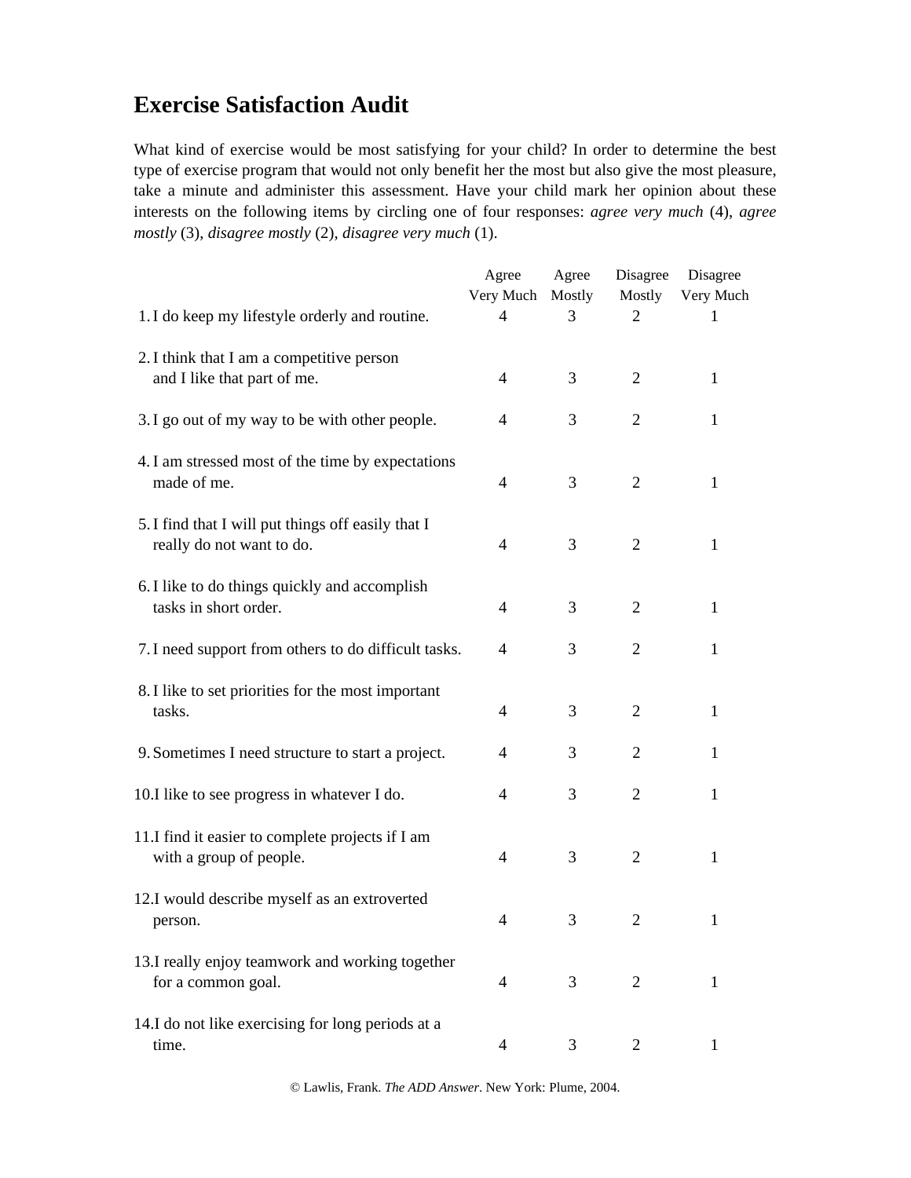# Exercise Satisfaction Audit

What kind of exercise would be most satisfying for your child? In order to determine the best type of exercise program that would not only benefit her the most but also give the most pleasure, take a minute and administer this assessment. Have your child mark her opinion about these interests on the following items by circling one of four responses: *agree very much* (4), *agree mostly* (3), *disagree mostly* (2), *disagree very much* (1).

| | Agree Very Much | Agree Mostly | Disagree Mostly | Disagree Very Much |
|---|---|---|---|---|
| 1. I do keep my lifestyle orderly and routine. | 4 | 3 | 2 | 1 |
| 2. I think that I am a competitive person and I like that part of me. | 4 | 3 | 2 | 1 |
| 3. I go out of my way to be with other people. | 4 | 3 | 2 | 1 |
| 4. I am stressed most of the time by expectations made of me. | 4 | 3 | 2 | 1 |
| 5. I find that I will put things off easily that I really do not want to do. | 4 | 3 | 2 | 1 |
| 6. I like to do things quickly and accomplish tasks in short order. | 4 | 3 | 2 | 1 |
| 7. I need support from others to do difficult tasks. | 4 | 3 | 2 | 1 |
| 8. I like to set priorities for the most important tasks. | 4 | 3 | 2 | 1 |
| 9. Sometimes I need structure to start a project. | 4 | 3 | 2 | 1 |
| 10. I like to see progress in whatever I do. | 4 | 3 | 2 | 1 |
| 11. I find it easier to complete projects if I am with a group of people. | 4 | 3 | 2 | 1 |
| 12. I would describe myself as an extroverted person. | 4 | 3 | 2 | 1 |
| 13. I really enjoy teamwork and working together for a common goal. | 4 | 3 | 2 | 1 |
| 14. I do not like exercising for long periods at a time. | 4 | 3 | 2 | 1 |

© Lawlis, Frank. *The ADD Answer*. New York: Plume, 2004.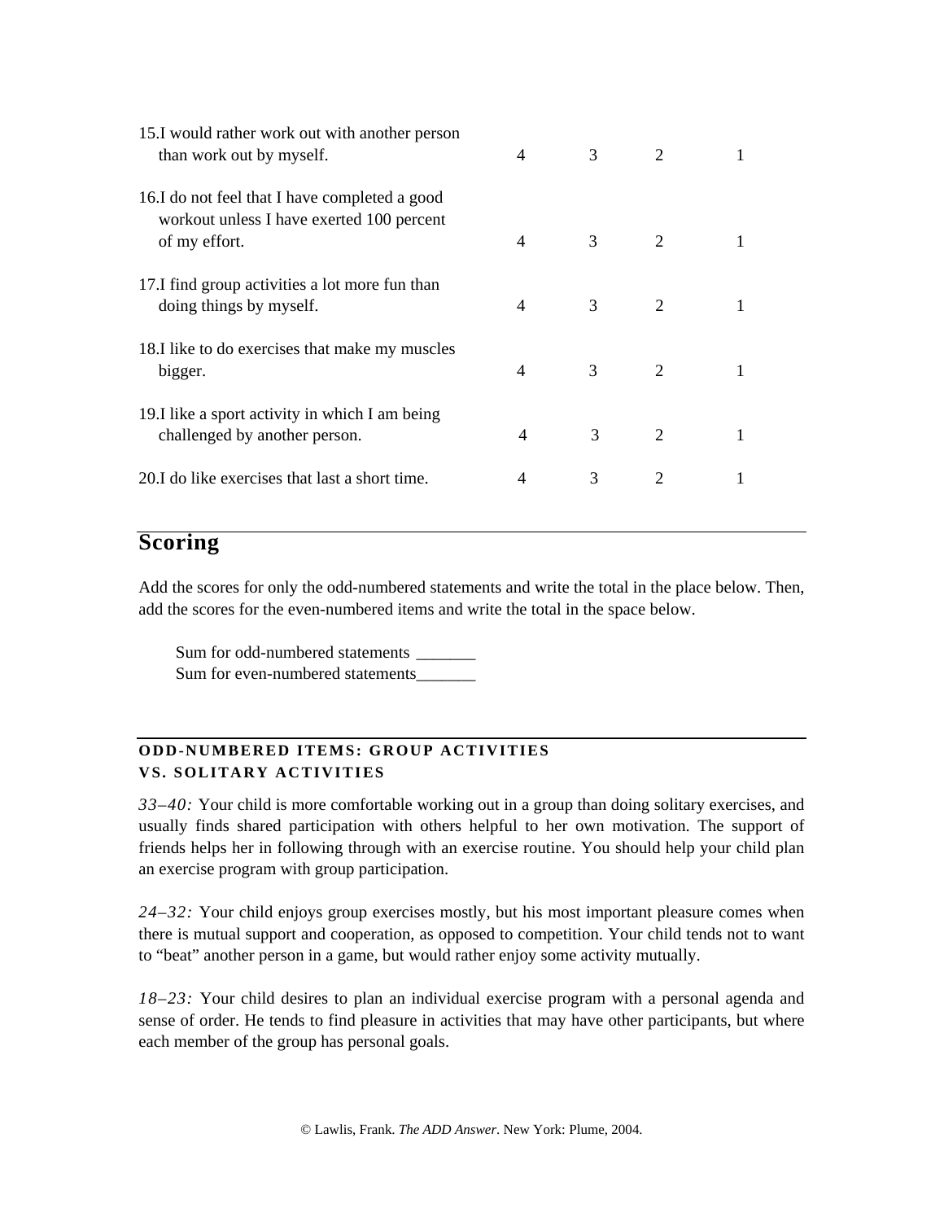| | | | | |
|---|---|---|---|---|
| 15. I would rather work out with another person than work out by myself. | 4 | 3 | 2 | 1 |
| 16. I do not feel that I have completed a good workout unless I have exerted 100 percent of my effort. | 4 | 3 | 2 | 1 |
| 17. I find group activities a lot more fun than doing things by myself. | 4 | 3 | 2 | 1 |
| 18. I like to do exercises that make my muscles bigger. | 4 | 3 | 2 | 1 |
| 19. I like a sport activity in which I am being challenged by another person. | 4 | 3 | 2 | 1 |
| 20. I do like exercises that last a short time. | 4 | 3 | 2 | 1 |

## Scoring

Add the scores for only the odd-numbered statements and write the total in the place below. Then, add the scores for the even-numbered items and write the total in the space below.

Sum for odd-numbered statements _______
Sum for even-numbered statements_______

### ODD-NUMBERED ITEMS: GROUP ACTIVITIES VS. SOLITARY ACTIVITIES

*33–40:* Your child is more comfortable working out in a group than doing solitary exercises, and usually finds shared participation with others helpful to her own motivation. The support of friends helps her in following through with an exercise routine. You should help your child plan an exercise program with group participation.

*24–32:* Your child enjoys group exercises mostly, but his most important pleasure comes when there is mutual support and cooperation, as opposed to competition. Your child tends not to want to "beat" another person in a game, but would rather enjoy some activity mutually.

*18–23:* Your child desires to plan an individual exercise program with a personal agenda and sense of order. He tends to find pleasure in activities that may have other participants, but where each member of the group has personal goals.

© Lawlis, Frank. *The ADD Answer*. New York: Plume, 2004.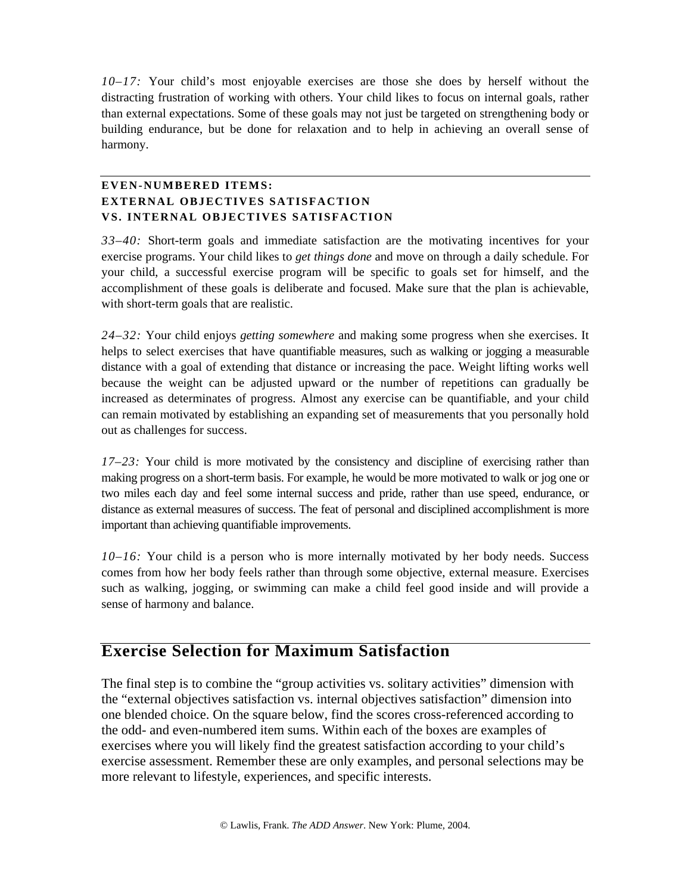*10–17:* Your child's most enjoyable exercises are those she does by herself without the distracting frustration of working with others. Your child likes to focus on internal goals, rather than external expectations. Some of these goals may not just be targeted on strengthening body or building endurance, but be done for relaxation and to help in achieving an overall sense of harmony.

**EVEN-NUMBERED ITEMS:**
**EXTERNAL OBJECTIVES SATISFACTION**
**VS. INTERNAL OBJECTIVES SATISFACTION**

*33–40:* Short-term goals and immediate satisfaction are the motivating incentives for your exercise programs. Your child likes to *get things done* and move on through a daily schedule. For your child, a successful exercise program will be specific to goals set for himself, and the accomplishment of these goals is deliberate and focused. Make sure that the plan is achievable, with short-term goals that are realistic.

*24–32:* Your child enjoys *getting somewhere* and making some progress when she exercises. It helps to select exercises that have quantifiable measures, such as walking or jogging a measurable distance with a goal of extending that distance or increasing the pace. Weight lifting works well because the weight can be adjusted upward or the number of repetitions can gradually be increased as determinates of progress. Almost any exercise can be quantifiable, and your child can remain motivated by establishing an expanding set of measurements that you personally hold out as challenges for success.

*17–23:* Your child is more motivated by the consistency and discipline of exercising rather than making progress on a short-term basis. For example, he would be more motivated to walk or jog one or two miles each day and feel some internal success and pride, rather than use speed, endurance, or distance as external measures of success. The feat of personal and disciplined accomplishment is more important than achieving quantifiable improvements.

*10–16:* Your child is a person who is more internally motivated by her body needs. Success comes from how her body feels rather than through some objective, external measure. Exercises such as walking, jogging, or swimming can make a child feel good inside and will provide a sense of harmony and balance.

## Exercise Selection for Maximum Satisfaction

The final step is to combine the "group activities vs. solitary activities" dimension with the "external objectives satisfaction vs. internal objectives satisfaction" dimension into one blended choice. On the square below, find the scores cross-referenced according to the odd- and even-numbered item sums. Within each of the boxes are examples of exercises where you will likely find the greatest satisfaction according to your child's exercise assessment. Remember these are only examples, and personal selections may be more relevant to lifestyle, experiences, and specific interests.

© Lawlis, Frank. *The ADD Answer*. New York: Plume, 2004.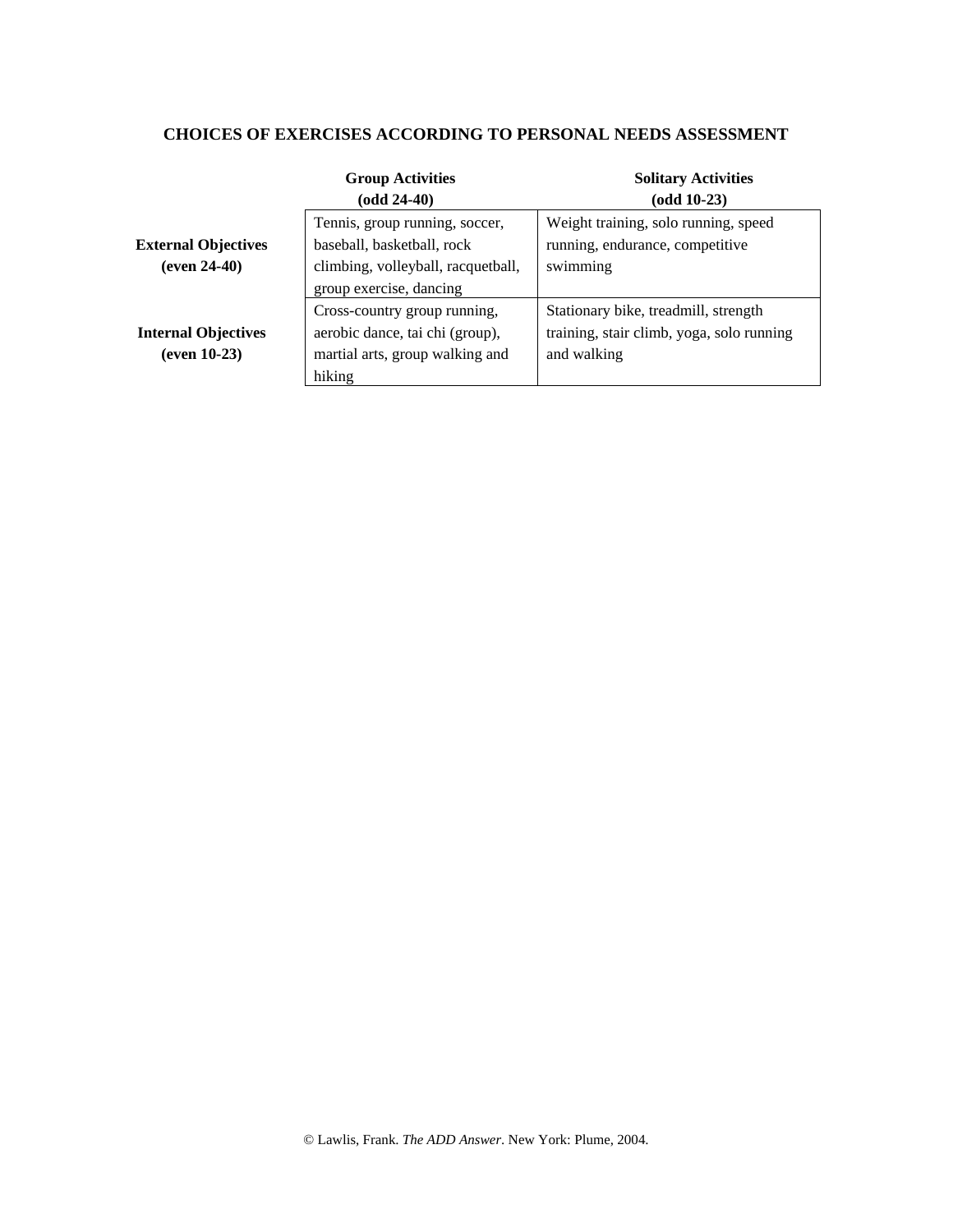## CHOICES OF EXERCISES ACCORDING TO PERSONAL NEEDS ASSESSMENT

| | **Group Activities (odd 24-40)** | **Solitary Activities (odd 10-23)** |
|---|---|---|
| **External Objectives (even 24-40)** | Tennis, group running, soccer, baseball, basketball, rock climbing, volleyball, racquetball, group exercise, dancing | Weight training, solo running, speed running, endurance, competitive swimming |
| **Internal Objectives (even 10-23)** | Cross-country group running, aerobic dance, tai chi (group), martial arts, group walking and hiking | Stationary bike, treadmill, strength training, stair climb, yoga, solo running and walking |

© Lawlis, Frank. *The ADD Answer*. New York: Plume, 2004.